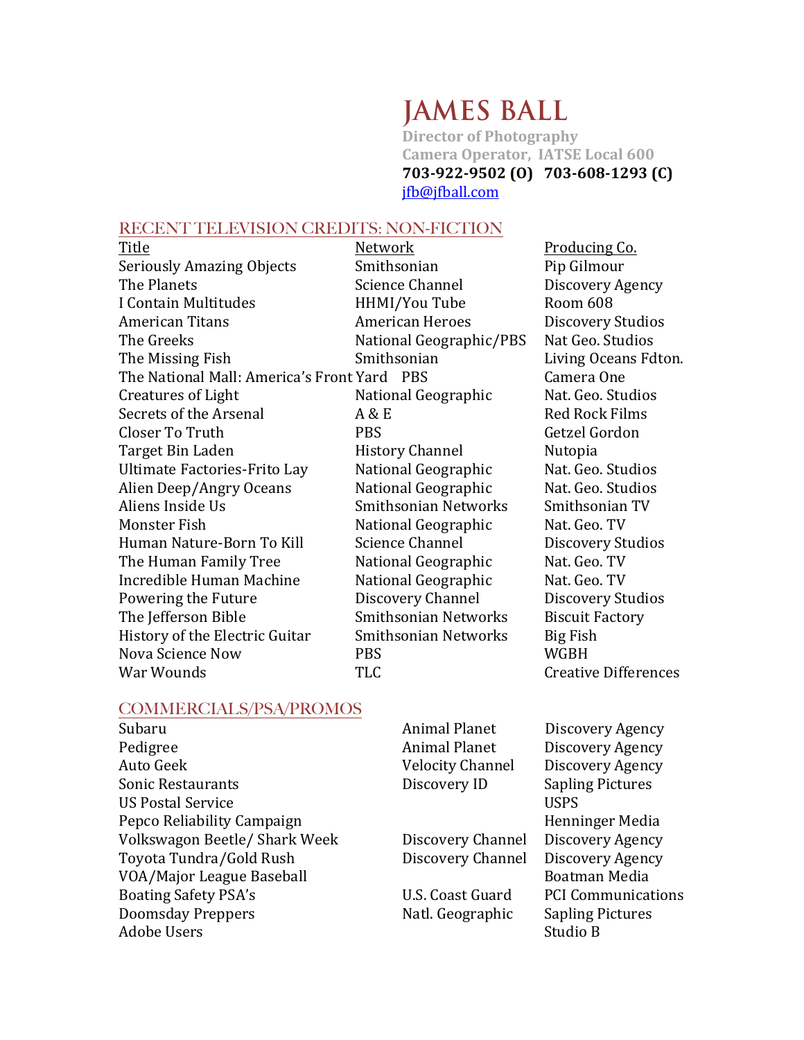# JAMES BALL

**Director of Photography**
**Camera Operator, IATSE Local 600**
**703-922-9502 (O) 703-608-1293 (C)**
jfb@jfball.com

## RECENT TELEVISION CREDITS: NON-FICTION

| Title | Network | Producing Co. |
|---|---|---|
| Seriously Amazing Objects | Smithsonian | Pip Gilmour |
| The Planets | Science Channel | Discovery Agency |
| I Contain Multitudes | HHMI/You Tube | Room 608 |
| American Titans | American Heroes | Discovery Studios |
| The Greeks | National Geographic/PBS | Nat Geo. Studios |
| The Missing Fish | Smithsonian | Living Oceans Fdton. |
| The National Mall: America's Front Yard | PBS | Camera One |
| Creatures of Light | National Geographic | Nat. Geo. Studios |
| Secrets of the Arsenal | A & E | Red Rock Films |
| Closer To Truth | PBS | Getzel Gordon |
| Target Bin Laden | History Channel | Nutopia |
| Ultimate Factories-Frito Lay | National Geographic | Nat. Geo. Studios |
| Alien Deep/Angry Oceans | National Geographic | Nat. Geo. Studios |
| Aliens Inside Us | Smithsonian Networks | Smithsonian TV |
| Monster Fish | National Geographic | Nat. Geo. TV |
| Human Nature-Born To Kill | Science Channel | Discovery Studios |
| The Human Family Tree | National Geographic | Nat. Geo. TV |
| Incredible Human Machine | National Geographic | Nat. Geo. TV |
| Powering the Future | Discovery Channel | Discovery Studios |
| The Jefferson Bible | Smithsonian Networks | Biscuit Factory |
| History of the Electric Guitar | Smithsonian Networks | Big Fish |
| Nova Science Now | PBS | WGBH |
| War Wounds | TLC | Creative Differences |

## COMMERCIALS/PSA/PROMOS

| | | |
|---|---|---|
| Subaru | Animal Planet | Discovery Agency |
| Pedigree | Animal Planet | Discovery Agency |
| Auto Geek | Velocity Channel | Discovery Agency |
| Sonic Restaurants | Discovery ID | Sapling Pictures |
| US Postal Service | | USPS |
| Pepco Reliability Campaign | | Henninger Media |
| Volkswagon Beetle/ Shark Week | Discovery Channel | Discovery Agency |
| Toyota Tundra/Gold Rush | Discovery Channel | Discovery Agency |
| VOA/Major League Baseball | | Boatman Media |
| Boating Safety PSA's | U.S. Coast Guard | PCI Communications |
| Doomsday Preppers | Natl. Geographic | Sapling Pictures |
| Adobe Users | | Studio B |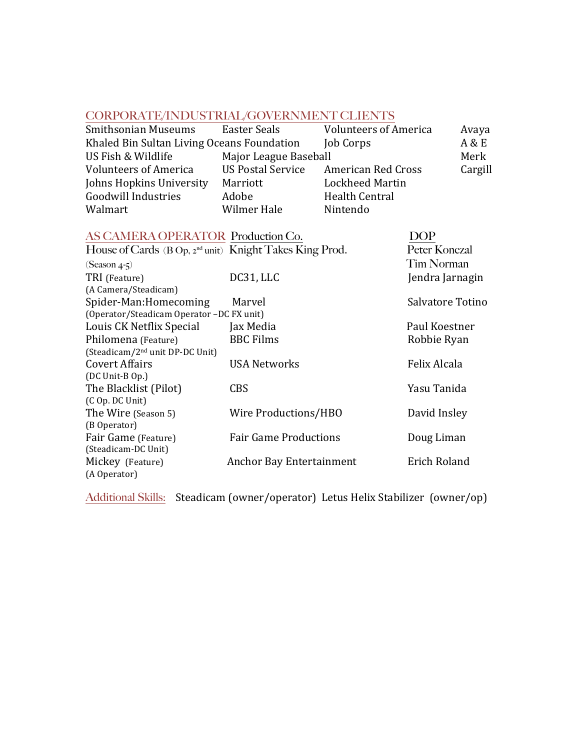## CORPORATE/INDUSTRIAL/GOVERNMENT CLIENTS

| | | | |
|---|---|---|---|
| Smithsonian Museums | Easter Seals | Volunteers of America | Avaya |
| Khaled Bin Sultan Living Oceans Foundation | | Job Corps | A & E |
| US Fish & Wildlife | Major League Baseball | | Merk |
| Volunteers of America | US Postal Service | American Red Cross | Cargill |
| Johns Hopkins University | Marriott | Lockheed Martin | |
| Goodwill Industries | Adobe | Health Central | |
| Walmart | Wilmer Hale | Nintendo | |

## AS CAMERA OPERATOR

| | Production Co. | DOP |
|---|---|---|
| House of Cards (B Op, 2nd unit) (Season 4-5) | Knight Takes King Prod. | Peter Konczal, Tim Norman |
| TRI (Feature) (A Camera/Steadicam) | DC31, LLC | Jendra Jarnagin |
| Spider-Man:Homecoming (Operator/Steadicam Operator –DC FX unit) | Marvel | Salvatore Totino |
| Louis CK Netflix Special | Jax Media | Paul Koestner |
| Philomena (Feature) (Steadicam/2nd unit DP-DC Unit) | BBC Films | Robbie Ryan |
| Covert Affairs (DC Unit-B Op.) | USA Networks | Felix Alcala |
| The Blacklist (Pilot) (C Op. DC Unit) | CBS | Yasu Tanida |
| The Wire (Season 5) (B Operator) | Wire Productions/HBO | David Insley |
| Fair Game (Feature) (Steadicam-DC Unit) | Fair Game Productions | Doug Liman |
| Mickey (Feature) (A Operator) | Anchor Bay Entertainment | Erich Roland |

Additional Skills: Steadicam (owner/operator) Letus Helix Stabilizer (owner/op)